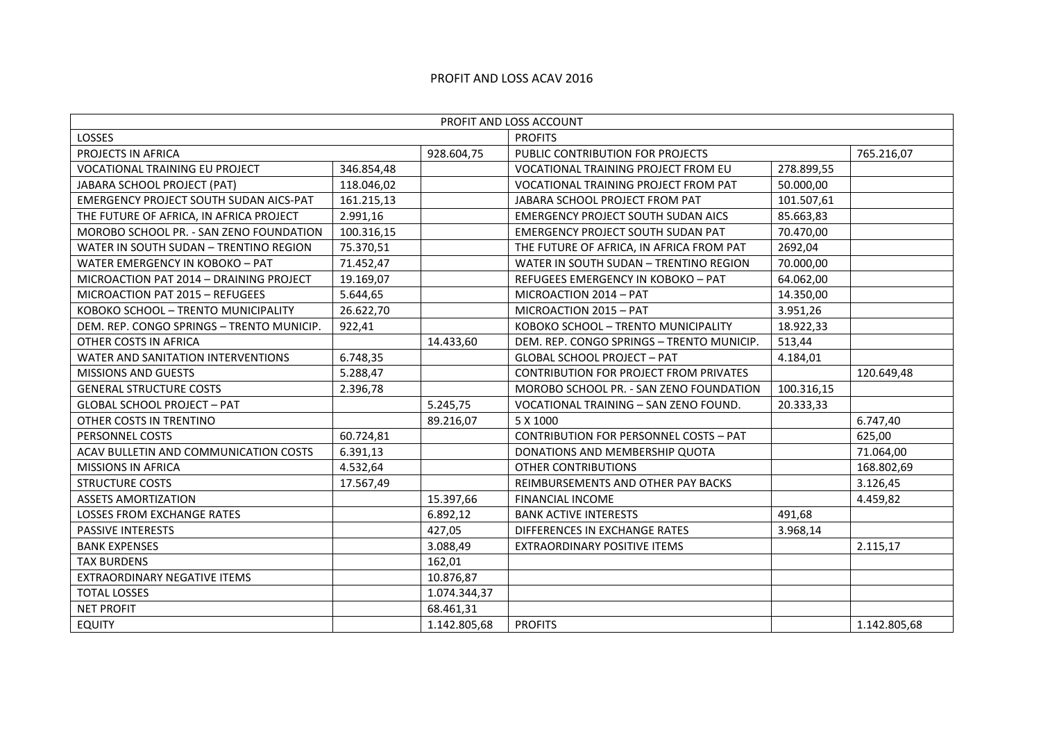PROFIT AND LOSS ACAV 2016

| PROFIT AND LOSS ACCOUNT | | | | | |
|---|---|---|---|---|---|
| LOSSES | | | PROFITS | | |
| PROJECTS IN AFRICA | | 928.604,75 | PUBLIC CONTRIBUTION FOR PROJECTS | | 765.216,07 |
| VOCATIONAL TRAINING EU PROJECT | 346.854,48 | | VOCATIONAL TRAINING PROJECT FROM EU | 278.899,55 | |
| JABARA SCHOOL PROJECT (PAT) | 118.046,02 | | VOCATIONAL TRAINING PROJECT FROM PAT | 50.000,00 | |
| EMERGENCY PROJECT SOUTH SUDAN AICS-PAT | 161.215,13 | | JABARA SCHOOL PROJECT FROM PAT | 101.507,61 | |
| THE FUTURE OF AFRICA, IN AFRICA PROJECT | 2.991,16 | | EMERGENCY PROJECT SOUTH SUDAN AICS | 85.663,83 | |
| MOROBO SCHOOL PR. - SAN ZENO FOUNDATION | 100.316,15 | | EMERGENCY PROJECT SOUTH SUDAN PAT | 70.470,00 | |
| WATER IN SOUTH SUDAN – TRENTINO REGION | 75.370,51 | | THE FUTURE OF AFRICA, IN AFRICA FROM PAT | 2692,04 | |
| WATER EMERGENCY IN KOBOKO – PAT | 71.452,47 | | WATER IN SOUTH SUDAN – TRENTINO REGION | 70.000,00 | |
| MICROACTION PAT 2014 – DRAINING PROJECT | 19.169,07 | | REFUGEES EMERGENCY IN KOBOKO – PAT | 64.062,00 | |
| MICROACTION PAT 2015 – REFUGEES | 5.644,65 | | MICROACTION 2014 – PAT | 14.350,00 | |
| KOBOKO SCHOOL – TRENTO MUNICIPALITY | 26.622,70 | | MICROACTION 2015 – PAT | 3.951,26 | |
| DEM. REP. CONGO SPRINGS – TRENTO MUNICIP. | 922,41 | | KOBOKO SCHOOL – TRENTO MUNICIPALITY | 18.922,33 | |
| OTHER COSTS IN AFRICA | | 14.433,60 | DEM. REP. CONGO SPRINGS – TRENTO MUNICIP. | 513,44 | |
| WATER AND SANITATION INTERVENTIONS | 6.748,35 | | GLOBAL SCHOOL PROJECT – PAT | 4.184,01 | |
| MISSIONS AND GUESTS | 5.288,47 | | CONTRIBUTION FOR PROJECT FROM PRIVATES | | 120.649,48 |
| GENERAL STRUCTURE COSTS | 2.396,78 | | MOROBO SCHOOL PR. - SAN ZENO FOUNDATION | 100.316,15 | |
| GLOBAL SCHOOL PROJECT – PAT | | 5.245,75 | VOCATIONAL TRAINING – SAN ZENO FOUND. | 20.333,33 | |
| OTHER COSTS IN TRENTINO | | 89.216,07 | 5 X 1000 | | 6.747,40 |
| PERSONNEL COSTS | 60.724,81 | | CONTRIBUTION FOR PERSONNEL COSTS – PAT | | 625,00 |
| ACAV BULLETIN AND COMMUNICATION COSTS | 6.391,13 | | DONATIONS AND MEMBERSHIP QUOTA | | 71.064,00 |
| MISSIONS IN AFRICA | 4.532,64 | | OTHER CONTRIBUTIONS | | 168.802,69 |
| STRUCTURE COSTS | 17.567,49 | | REIMBURSEMENTS AND OTHER PAY BACKS | | 3.126,45 |
| ASSETS AMORTIZATION | | 15.397,66 | FINANCIAL INCOME | | 4.459,82 |
| LOSSES FROM EXCHANGE RATES | | 6.892,12 | BANK ACTIVE INTERESTS | 491,68 | |
| PASSIVE INTERESTS | | 427,05 | DIFFERENCES IN EXCHANGE RATES | 3.968,14 | |
| BANK EXPENSES | | 3.088,49 | EXTRAORDINARY POSITIVE ITEMS | | 2.115,17 |
| TAX BURDENS | | 162,01 | | | |
| EXTRAORDINARY NEGATIVE ITEMS | | 10.876,87 | | | |
| TOTAL LOSSES | | 1.074.344,37 | | | |
| NET PROFIT | | 68.461,31 | | | |
| EQUITY | | 1.142.805,68 | PROFITS | | 1.142.805,68 |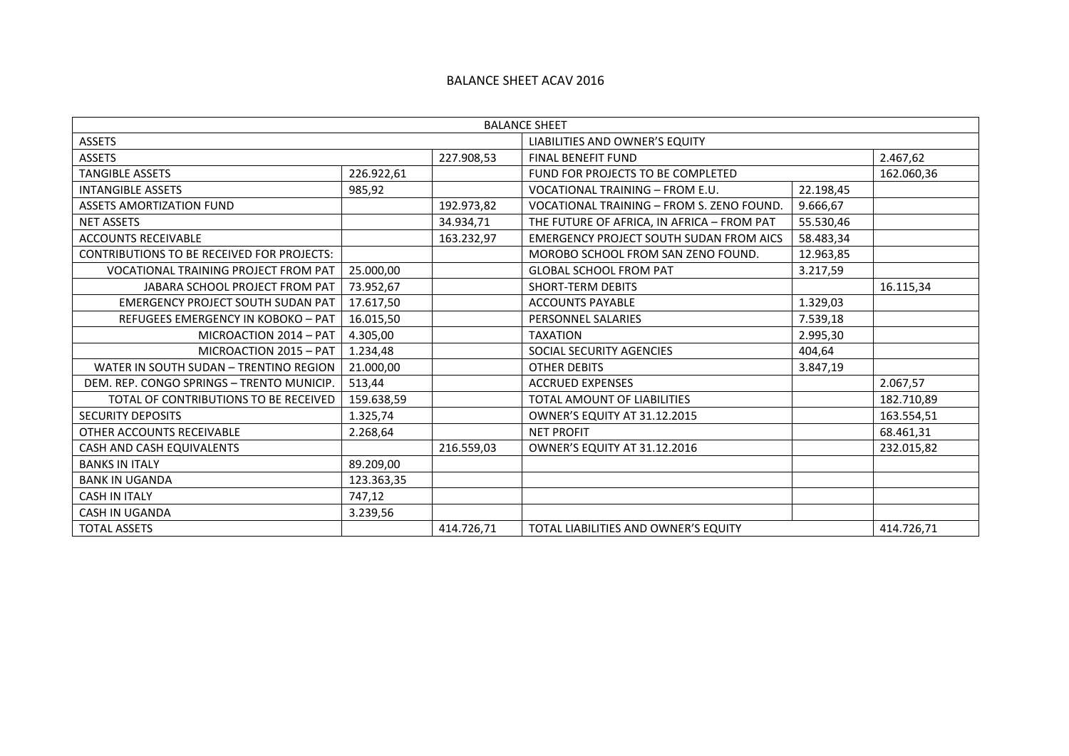BALANCE SHEET ACAV 2016

| BALANCE SHEET | | | | | |
|---|---|---|---|---|---|
| ASSETS | | | LIABILITIES AND OWNER'S EQUITY | | |
| ASSETS | | 227.908,53 | FINAL BENEFIT FUND | | 2.467,62 |
| TANGIBLE ASSETS | 226.922,61 | | FUND FOR PROJECTS TO BE COMPLETED | | 162.060,36 |
| INTANGIBLE ASSETS | 985,92 | | VOCATIONAL TRAINING – FROM E.U. | 22.198,45 | |
| ASSETS AMORTIZATION FUND | | 192.973,82 | VOCATIONAL TRAINING – FROM S. ZENO FOUND. | 9.666,67 | |
| NET ASSETS | | 34.934,71 | THE FUTURE OF AFRICA, IN AFRICA – FROM PAT | 55.530,46 | |
| ACCOUNTS RECEIVABLE | | 163.232,97 | EMERGENCY PROJECT SOUTH SUDAN FROM AICS | 58.483,34 | |
| CONTRIBUTIONS TO BE RECEIVED FOR PROJECTS: | | | MOROBO SCHOOL FROM SAN ZENO FOUND. | 12.963,85 | |
| VOCATIONAL TRAINING PROJECT FROM PAT | 25.000,00 | | GLOBAL SCHOOL FROM PAT | 3.217,59 | |
| JABARA SCHOOL PROJECT FROM PAT | 73.952,67 | | SHORT-TERM DEBITS | | 16.115,34 |
| EMERGENCY PROJECT SOUTH SUDAN PAT | 17.617,50 | | ACCOUNTS PAYABLE | 1.329,03 | |
| REFUGEES EMERGENCY IN KOBOKO – PAT | 16.015,50 | | PERSONNEL SALARIES | 7.539,18 | |
| MICROACTION 2014 – PAT | 4.305,00 | | TAXATION | 2.995,30 | |
| MICROACTION 2015 – PAT | 1.234,48 | | SOCIAL SECURITY AGENCIES | 404,64 | |
| WATER IN SOUTH SUDAN – TRENTINO REGION | 21.000,00 | | OTHER DEBITS | 3.847,19 | |
| DEM. REP. CONGO SPRINGS – TRENTO MUNICIP. | 513,44 | | ACCRUED EXPENSES | | 2.067,57 |
| TOTAL OF CONTRIBUTIONS TO BE RECEIVED | 159.638,59 | | TOTAL AMOUNT OF LIABILITIES | | 182.710,89 |
| SECURITY DEPOSITS | 1.325,74 | | OWNER'S EQUITY AT 31.12.2015 | | 163.554,51 |
| OTHER ACCOUNTS RECEIVABLE | 2.268,64 | | NET PROFIT | | 68.461,31 |
| CASH AND CASH EQUIVALENTS | | 216.559,03 | OWNER'S EQUITY AT 31.12.2016 | | 232.015,82 |
| BANKS IN ITALY | 89.209,00 | | | | |
| BANK IN UGANDA | 123.363,35 | | | | |
| CASH IN ITALY | 747,12 | | | | |
| CASH IN UGANDA | 3.239,56 | | | | |
| TOTAL ASSETS | | 414.726,71 | TOTAL LIABILITIES AND OWNER'S EQUITY | | 414.726,71 |